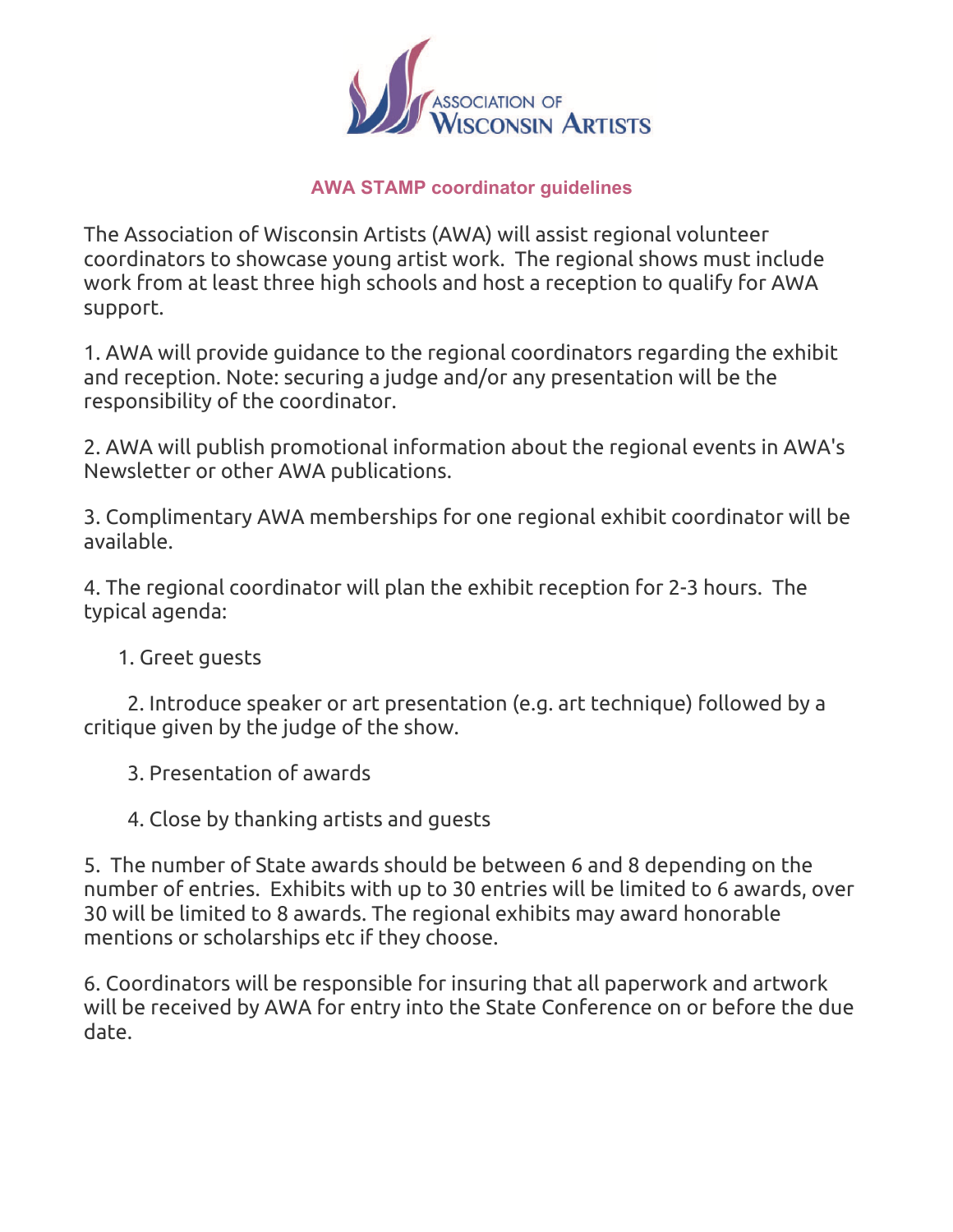ASSOCIATION OF WISCONSIN ARTISTS

## AWA STAMP coordinator guidelines

The Association of Wisconsin Artists (AWA) will assist regional volunteer coordinators to showcase young artist work. The regional shows must include work from at least three high schools and host a reception to qualify for AWA support.

1. AWA will provide guidance to the regional coordinators regarding the exhibit and reception. Note: securing a judge and/or any presentation will be the responsibility of the coordinator.

2. AWA will publish promotional information about the regional events in AWA's Newsletter or other AWA publications.

3. Complimentary AWA memberships for one regional exhibit coordinator will be available.

4. The regional coordinator will plan the exhibit reception for 2-3 hours. The typical agenda:

    1. Greet guests

    2. Introduce speaker or art presentation (e.g. art technique) followed by a critique given by the judge of the show.

    3. Presentation of awards

    4. Close by thanking artists and guests

5. The number of State awards should be between 6 and 8 depending on the number of entries. Exhibits with up to 30 entries will be limited to 6 awards, over 30 will be limited to 8 awards. The regional exhibits may award honorable mentions or scholarships etc if they choose.

6. Coordinators will be responsible for insuring that all paperwork and artwork will be received by AWA for entry into the State Conference on or before the due date.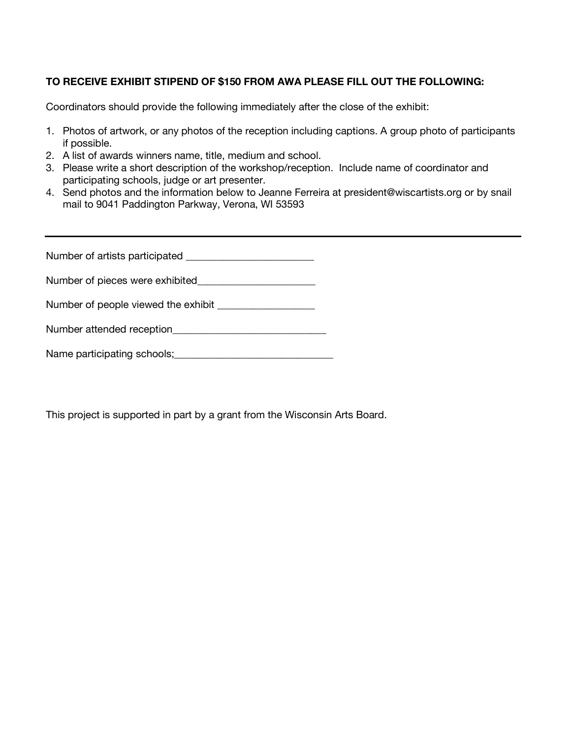**TO RECEIVE EXHIBIT STIPEND OF $150 FROM AWA PLEASE FILL OUT THE FOLLOWING:**

Coordinators should provide the following immediately after the close of the exhibit:

1. Photos of artwork, or any photos of the reception including captions. A group photo of participants if possible.
2. A list of awards winners name, title, medium and school.
3. Please write a short description of the workshop/reception. Include name of coordinator and participating schools, judge or art presenter.
4. Send photos and the information below to Jeanne Ferreira at president@wiscartists.org or by snail mail to 9041 Paddington Parkway, Verona, WI 53593

---

Number of artists participated ________________________

Number of pieces were exhibited______________________

Number of people viewed the exhibit __________________

Number attended reception_____________________________

Name participating schools;______________________________

This project is supported in part by a grant from the Wisconsin Arts Board.